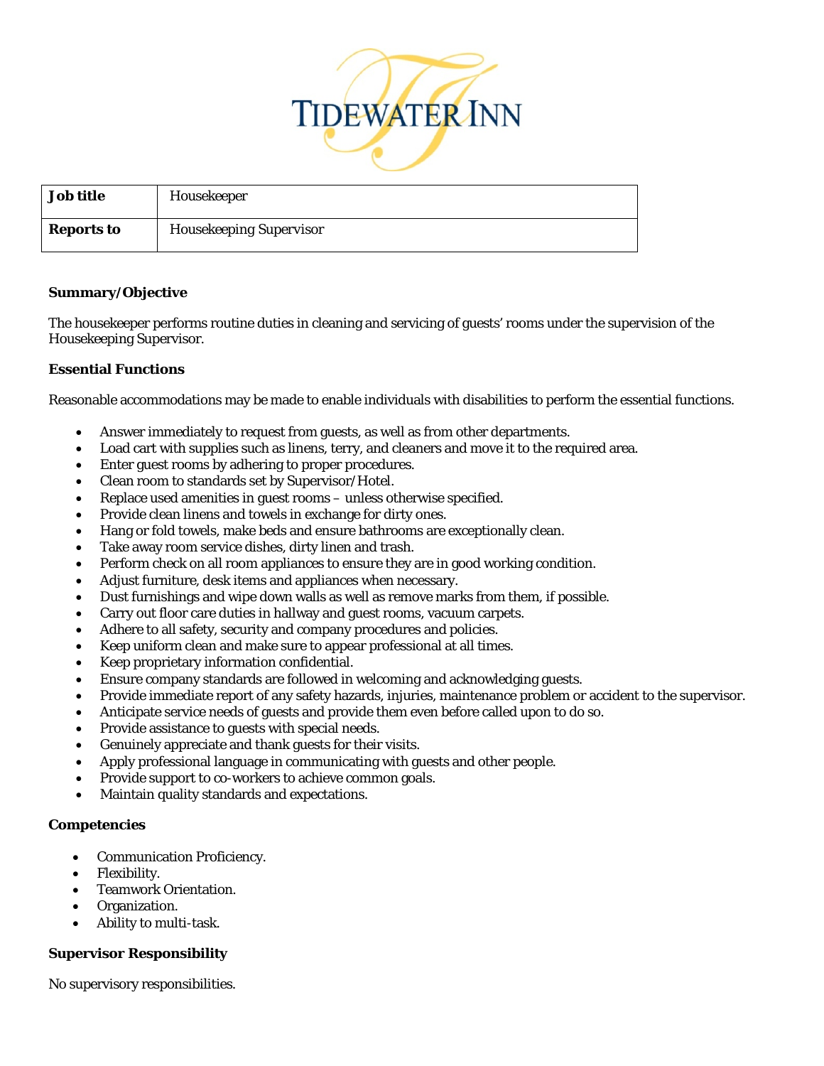# TIDEWATER INN

| Job title | Housekeeper |
|---|---|
| Reports to | Housekeeping Supervisor |

**Summary/Objective**

The housekeeper performs routine duties in cleaning and servicing of guests' rooms under the supervision of the Housekeeping Supervisor.

**Essential Functions**

Reasonable accommodations may be made to enable individuals with disabilities to perform the essential functions.

- Answer immediately to request from guests, as well as from other departments.
- Load cart with supplies such as linens, terry, and cleaners and move it to the required area.
- Enter guest rooms by adhering to proper procedures.
- Clean room to standards set by Supervisor/Hotel.
- Replace used amenities in guest rooms – unless otherwise specified.
- Provide clean linens and towels in exchange for dirty ones.
- Hang or fold towels, make beds and ensure bathrooms are exceptionally clean.
- Take away room service dishes, dirty linen and trash.
- Perform check on all room appliances to ensure they are in good working condition.
- Adjust furniture, desk items and appliances when necessary.
- Dust furnishings and wipe down walls as well as remove marks from them, if possible.
- Carry out floor care duties in hallway and guest rooms, vacuum carpets.
- Adhere to all safety, security and company procedures and policies.
- Keep uniform clean and make sure to appear professional at all times.
- Keep proprietary information confidential.
- Ensure company standards are followed in welcoming and acknowledging guests.
- Provide immediate report of any safety hazards, injuries, maintenance problem or accident to the supervisor.
- Anticipate service needs of guests and provide them even before called upon to do so.
- Provide assistance to guests with special needs.
- Genuinely appreciate and thank guests for their visits.
- Apply professional language in communicating with guests and other people.
- Provide support to co-workers to achieve common goals.
- Maintain quality standards and expectations.

**Competencies**

- Communication Proficiency.
- Flexibility.
- Teamwork Orientation.
- Organization.
- Ability to multi-task.

**Supervisor Responsibility**

No supervisory responsibilities.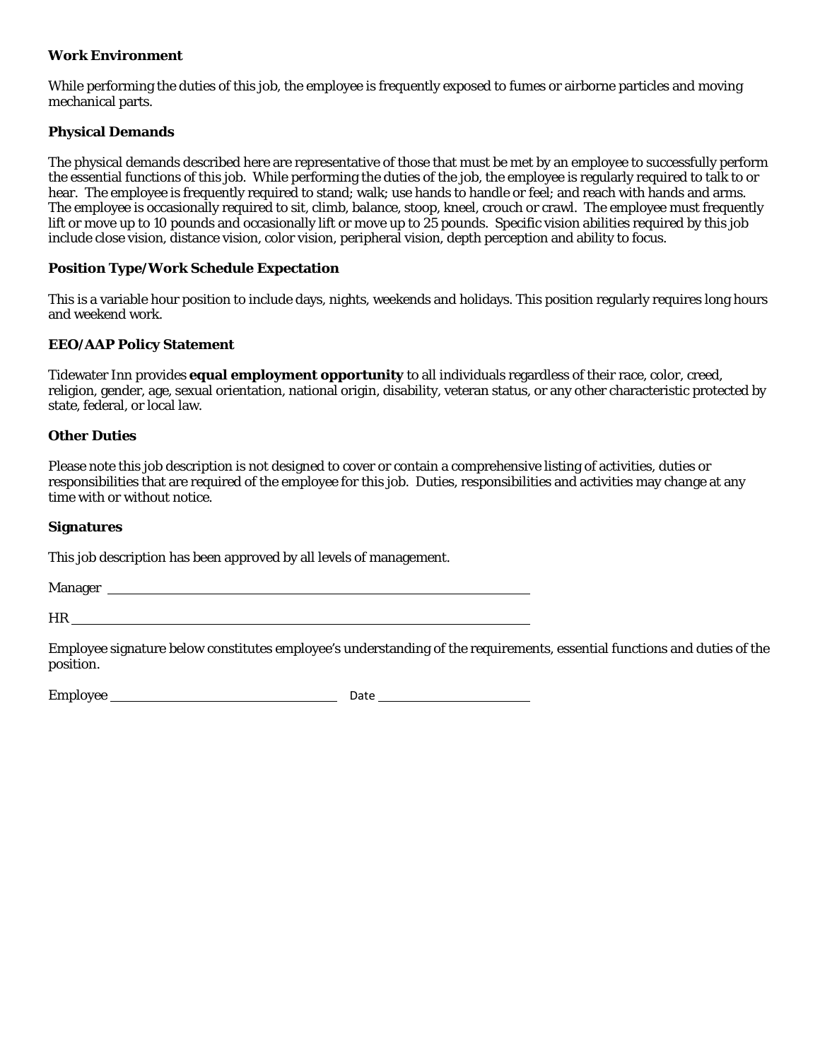**Work Environment**

While performing the duties of this job, the employee is frequently exposed to fumes or airborne particles and moving mechanical parts.

**Physical Demands**

The physical demands described here are representative of those that must be met by an employee to successfully perform the essential functions of this job. While performing the duties of the job, the employee is regularly required to talk to or hear. The employee is frequently required to stand; walk; use hands to handle or feel; and reach with hands and arms. The employee is occasionally required to sit, climb, balance, stoop, kneel, crouch or crawl. The employee must frequently lift or move up to 10 pounds and occasionally lift or move up to 25 pounds. Specific vision abilities required by this job include close vision, distance vision, color vision, peripheral vision, depth perception and ability to focus.

**Position Type/Work Schedule Expectation**

This is a variable hour position to include days, nights, weekends and holidays. This position regularly requires long hours and weekend work.

**EEO/AAP Policy Statement**

Tidewater Inn provides **equal employment opportunity** to all individuals regardless of their race, color, creed, religion, gender, age, sexual orientation, national origin, disability, veteran status, or any other characteristic protected by state, federal, or local law.

**Other Duties**

Please note this job description is not designed to cover or contain a comprehensive listing of activities, duties or responsibilities that are required of the employee for this job. Duties, responsibilities and activities may change at any time with or without notice.

**Signatures**

This job description has been approved by all levels of management.

Manager ______________________________

HR ______________________________

Employee signature below constitutes employee's understanding of the requirements, essential functions and duties of the position.

Employee ____________________ Date ______________